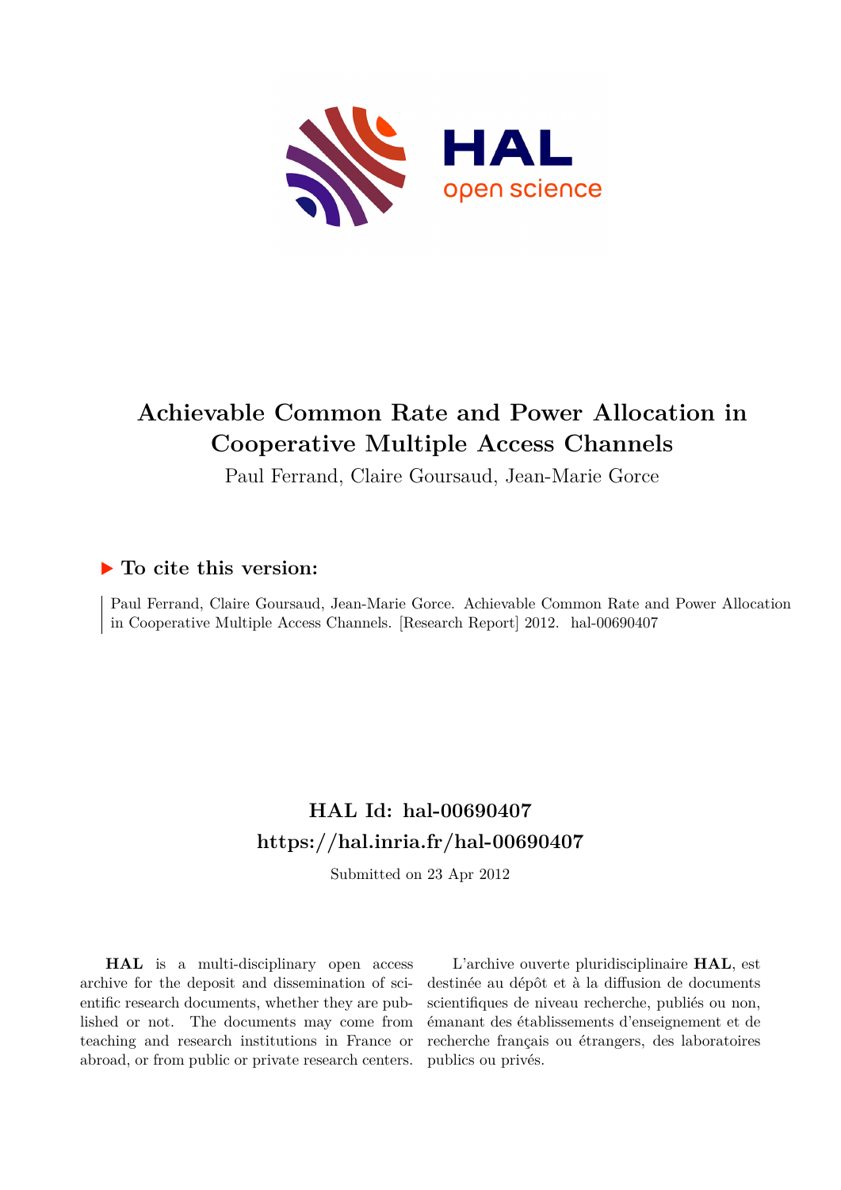# Achievable Common Rate and Power Allocation in Cooperative Multiple Access Channels

Paul Ferrand, Claire Goursaud, Jean-Marie Gorce

## ▶ To cite this version:

Paul Ferrand, Claire Goursaud, Jean-Marie Gorce. Achievable Common Rate and Power Allocation in Cooperative Multiple Access Channels. [Research Report] 2012. hal-00690407

## HAL Id: hal-00690407
## https://hal.inria.fr/hal-00690407

Submitted on 23 Apr 2012

**HAL** is a multi-disciplinary open access archive for the deposit and dissemination of scientific research documents, whether they are published or not. The documents may come from teaching and research institutions in France or abroad, or from public or private research centers.

L'archive ouverte pluridisciplinaire **HAL**, est destinée au dépôt et à la diffusion de documents scientifiques de niveau recherche, publiés ou non, émanant des établissements d'enseignement et de recherche français ou étrangers, des laboratoires publics ou privés.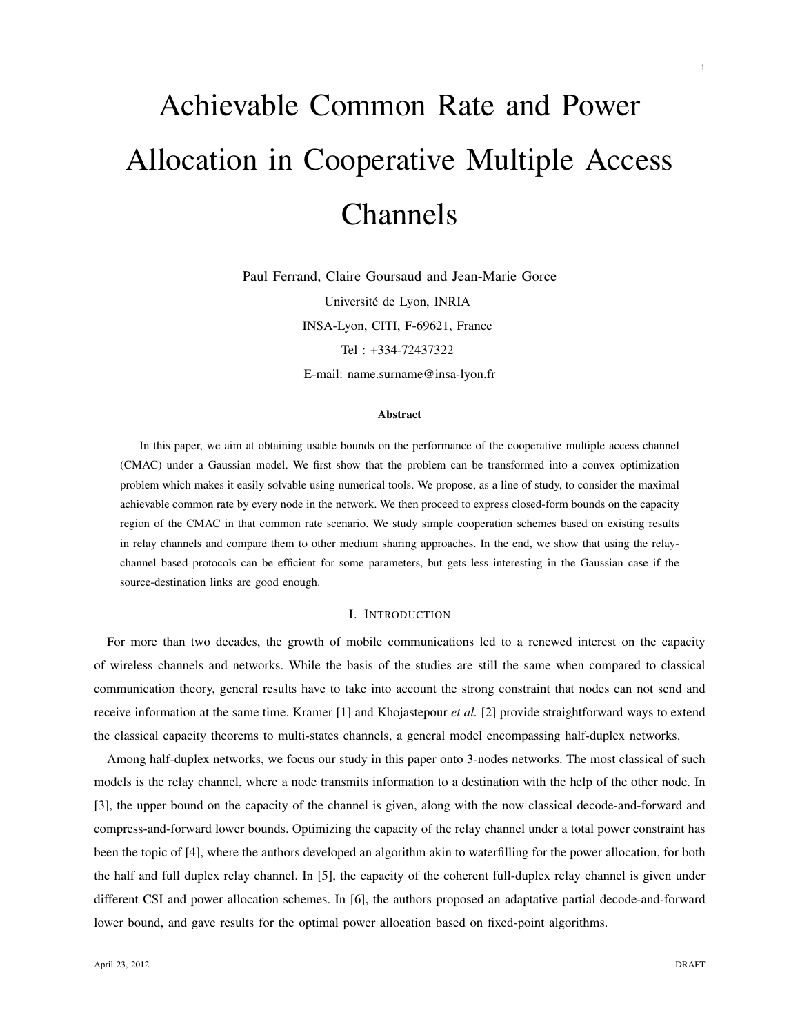# Achievable Common Rate and Power Allocation in Cooperative Multiple Access Channels

Paul Ferrand, Claire Goursaud and Jean-Marie Gorce

Université de Lyon, INRIA

INSA-Lyon, CITI, F-69621, France

Tel : +334-72437322

E-mail: name.surname@insa-lyon.fr

### Abstract

In this paper, we aim at obtaining usable bounds on the performance of the cooperative multiple access channel (CMAC) under a Gaussian model. We first show that the problem can be transformed into a convex optimization problem which makes it easily solvable using numerical tools. We propose, as a line of study, to consider the maximal achievable common rate by every node in the network. We then proceed to express closed-form bounds on the capacity region of the CMAC in that common rate scenario. We study simple cooperation schemes based on existing results in relay channels and compare them to other medium sharing approaches. In the end, we show that using the relay-channel based protocols can be efficient for some parameters, but gets less interesting in the Gaussian case if the source-destination links are good enough.

## I. Introduction

For more than two decades, the growth of mobile communications led to a renewed interest on the capacity of wireless channels and networks. While the basis of the studies are still the same when compared to classical communication theory, general results have to take into account the strong constraint that nodes can not send and receive information at the same time. Kramer [1] and Khojastepour *et al.* [2] provide straightforward ways to extend the classical capacity theorems to multi-states channels, a general model encompassing half-duplex networks.

Among half-duplex networks, we focus our study in this paper onto 3-nodes networks. The most classical of such models is the relay channel, where a node transmits information to a destination with the help of the other node. In [3], the upper bound on the capacity of the channel is given, along with the now classical decode-and-forward and compress-and-forward lower bounds. Optimizing the capacity of the relay channel under a total power constraint has been the topic of [4], where the authors developed an algorithm akin to waterfilling for the power allocation, for both the half and full duplex relay channel. In [5], the capacity of the coherent full-duplex relay channel is given under different CSI and power allocation schemes. In [6], the authors proposed an adaptative partial decode-and-forward lower bound, and gave results for the optimal power allocation based on fixed-point algorithms.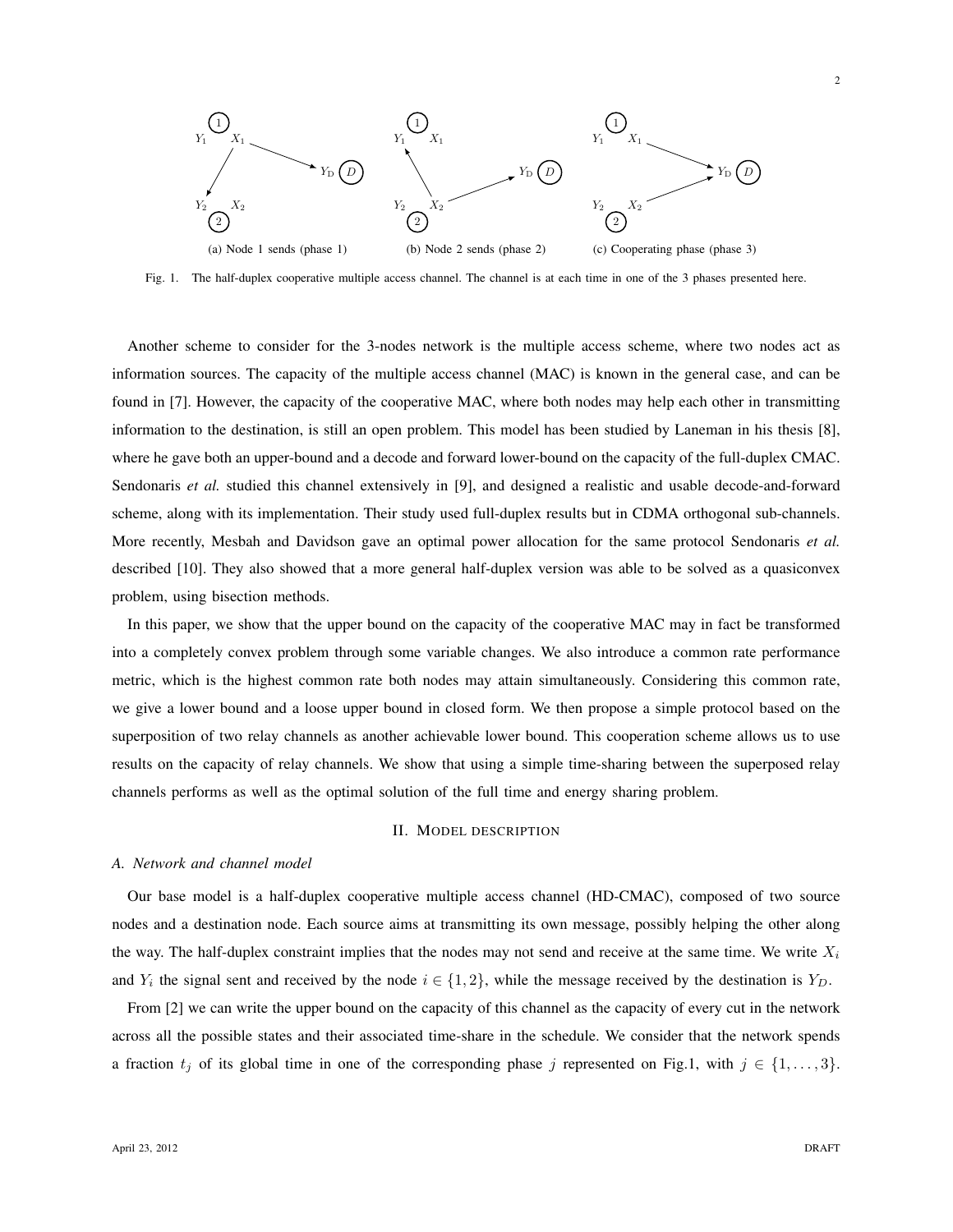(a) Node 1 sends (phase 1) (b) Node 2 sends (phase 2) (c) Cooperating phase (phase 3)

Fig. 1. The half-duplex cooperative multiple access channel. The channel is at each time in one of the 3 phases presented here.

Another scheme to consider for the 3-nodes network is the multiple access scheme, where two nodes act as information sources. The capacity of the multiple access channel (MAC) is known in the general case, and can be found in [7]. However, the capacity of the cooperative MAC, where both nodes may help each other in transmitting information to the destination, is still an open problem. This model has been studied by Laneman in his thesis [8], where he gave both an upper-bound and a decode and forward lower-bound on the capacity of the full-duplex CMAC. Sendonaris *et al.* studied this channel extensively in [9], and designed a realistic and usable decode-and-forward scheme, along with its implementation. Their study used full-duplex results but in CDMA orthogonal sub-channels. More recently, Mesbah and Davidson gave an optimal power allocation for the same protocol Sendonaris *et al.* described [10]. They also showed that a more general half-duplex version was able to be solved as a quasiconvex problem, using bisection methods.

In this paper, we show that the upper bound on the capacity of the cooperative MAC may in fact be transformed into a completely convex problem through some variable changes. We also introduce a common rate performance metric, which is the highest common rate both nodes may attain simultaneously. Considering this common rate, we give a lower bound and a loose upper bound in closed form. We then propose a simple protocol based on the superposition of two relay channels as another achievable lower bound. This cooperation scheme allows us to use results on the capacity of relay channels. We show that using a simple time-sharing between the superposed relay channels performs as well as the optimal solution of the full time and energy sharing problem.

## II. Model description

### A. Network and channel model

Our base model is a half-duplex cooperative multiple access channel (HD-CMAC), composed of two source nodes and a destination node. Each source aims at transmitting its own message, possibly helping the other along the way. The half-duplex constraint implies that the nodes may not send and receive at the same time. We write $X_i$ and $Y_i$ the signal sent and received by the node $i \in \{1, 2\}$, while the message received by the destination is $Y_D$.

From [2] we can write the upper bound on the capacity of this channel as the capacity of every cut in the network across all the possible states and their associated time-share in the schedule. We consider that the network spends a fraction $t_j$ of its global time in one of the corresponding phase $j$ represented on Fig.1, with $j \in \{1, \ldots, 3\}$.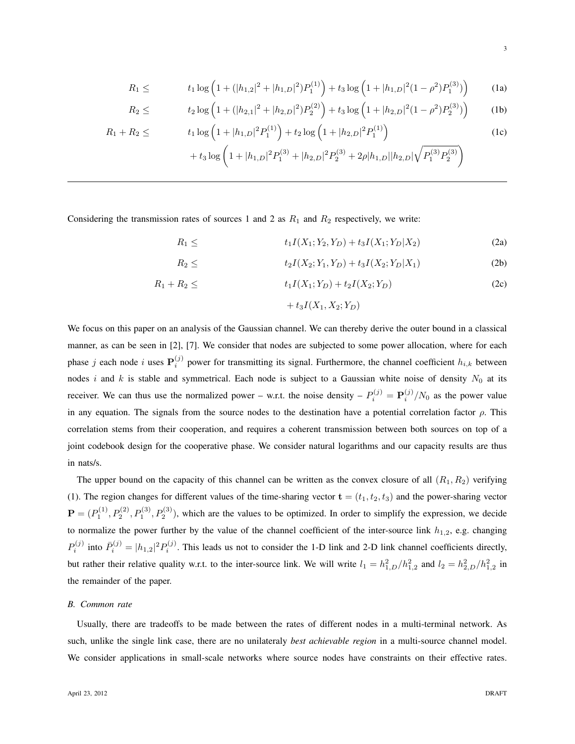$$R_1 \leq \qquad t_1 \log\left(1 + (|h_{1,2}|^2 + |h_{1,D}|^2)P_1^{(1)}\right) + t_3 \log\left(1 + |h_{1,D}|^2(1-\rho^2)P_1^{(3)})\right) \tag{1a}$$

$$R_2 \leq \qquad t_2 \log\left(1 + (|h_{2,1}|^2 + |h_{2,D}|^2)P_2^{(2)}\right) + t_3 \log\left(1 + |h_{2,D}|^2(1-\rho^2)P_2^{(3)})\right) \tag{1b}$$

$$R_1 + R_2 \leq \qquad t_1 \log\left(1 + |h_{1,D}|^2 P_1^{(1)}\right) + t_2 \log\left(1 + |h_{2,D}|^2 P_1^{(1)}\right) \tag{1c}$$

$$+ t_3 \log\left(1 + |h_{1,D}|^2 P_1^{(3)} + |h_{2,D}|^2 P_2^{(3)} + 2\rho |h_{1,D}||h_{2,D}|\sqrt{P_1^{(3)} P_2^{(3)}}\right)$$

Considering the transmission rates of sources 1 and 2 as $R_1$ and $R_2$ respectively, we write:

$$R_1 \leq \qquad t_1 I(X_1; Y_2, Y_D) + t_3 I(X_1; Y_D | X_2) \tag{2a}$$

$$R_2 \leq \qquad t_2 I(X_2; Y_1, Y_D) + t_3 I(X_2; Y_D | X_1) \tag{2b}$$

$$R_1 + R_2 \leq \qquad t_1 I(X_1; Y_D) + t_2 I(X_2; Y_D) \tag{2c}$$

$$+ t_3 I(X_1, X_2; Y_D)$$

We focus on this paper on an analysis of the Gaussian channel. We can thereby derive the outer bound in a classical manner, as can be seen in [2], [7]. We consider that nodes are subjected to some power allocation, where for each phase $j$ each node $i$ uses $\mathbf{P}_i^{(j)}$ power for transmitting its signal. Furthermore, the channel coefficient $h_{i,k}$ between nodes $i$ and $k$ is stable and symmetrical. Each node is subject to a Gaussian white noise of density $N_0$ at its receiver. We can thus use the normalized power – w.r.t. the noise density – $P_i^{(j)} = \mathbf{P}_i^{(j)}/N_0$ as the power value in any equation. The signals from the source nodes to the destination have a potential correlation factor $\rho$. This correlation stems from their cooperation, and requires a coherent transmission between both sources on top of a joint codebook design for the cooperative phase. We consider natural logarithms and our capacity results are thus in nats/s.

The upper bound on the capacity of this channel can be written as the convex closure of all $(R_1, R_2)$ verifying (1). The region changes for different values of the time-sharing vector $\mathbf{t} = (t_1, t_2, t_3)$ and the power-sharing vector $\mathbf{P} = (P_1^{(1)}, P_2^{(2)}, P_1^{(3)}, P_2^{(3)})$, which are the values to be optimized. In order to simplify the expression, we decide to normalize the power further by the value of the channel coefficient of the inter-source link $h_{1,2}$, e.g. changing $P_i^{(j)}$ into $\bar{P}_i^{(j)} = |h_{1,2}|^2 P_i^{(j)}$. This leads us not to consider the 1-D link and 2-D link channel coefficients directly, but rather their relative quality w.r.t. to the inter-source link. We will write $l_1 = h_{1,D}^2/h_{1,2}^2$ and $l_2 = h_{2,D}^2/h_{1,2}^2$ in the remainder of the paper.

### *B. Common rate*

Usually, there are tradeoffs to be made between the rates of different nodes in a multi-terminal network. As such, unlike the single link case, there are no unilateraly *best achievable region* in a multi-source channel model. We consider applications in small-scale networks where source nodes have constraints on their effective rates.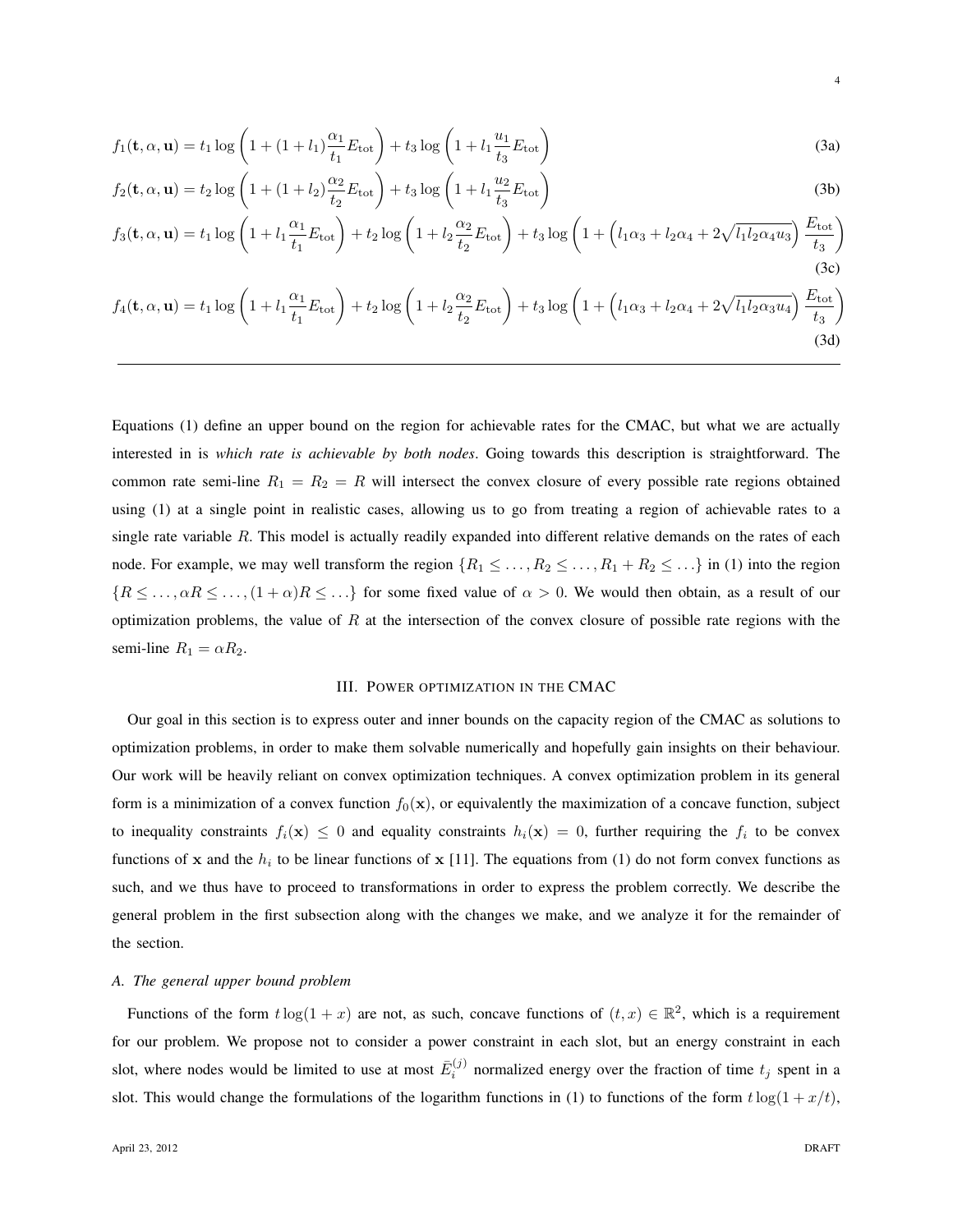$$f_1(\mathbf{t}, \alpha, \mathbf{u}) = t_1 \log\left(1 + (1+l_1)\frac{\alpha_1}{t_1}E_{\text{tot}}\right) + t_3 \log\left(1 + l_1 \frac{u_1}{t_3}E_{\text{tot}}\right) \tag{3a}$$

$$f_2(\mathbf{t}, \alpha, \mathbf{u}) = t_2 \log\left(1 + (1+l_2)\frac{\alpha_2}{t_2}E_{\text{tot}}\right) + t_3 \log\left(1 + l_1 \frac{u_2}{t_3}E_{\text{tot}}\right) \tag{3b}$$

$$f_3(\mathbf{t}, \alpha, \mathbf{u}) = t_1 \log\left(1 + l_1\frac{\alpha_1}{t_1}E_{\text{tot}}\right) + t_2 \log\left(1 + l_2\frac{\alpha_2}{t_2}E_{\text{tot}}\right) + t_3 \log\left(1 + \left(l_1\alpha_3 + l_2\alpha_4 + 2\sqrt{l_1 l_2 \alpha_4 u_3}\right)\frac{E_{\text{tot}}}{t_3}\right) \tag{3c}$$

$$f_4(\mathbf{t}, \alpha, \mathbf{u}) = t_1 \log\left(1 + l_1\frac{\alpha_1}{t_1}E_{\text{tot}}\right) + t_2 \log\left(1 + l_2\frac{\alpha_2}{t_2}E_{\text{tot}}\right) + t_3 \log\left(1 + \left(l_1\alpha_3 + l_2\alpha_4 + 2\sqrt{l_1 l_2 \alpha_3 u_4}\right)\frac{E_{\text{tot}}}{t_3}\right) \tag{3d}$$

---

Equations (1) define an upper bound on the region for achievable rates for the CMAC, but what we are actually interested in is *which rate is achievable by both nodes*. Going towards this description is straightforward. The common rate semi-line $R_1 = R_2 = R$ will intersect the convex closure of every possible rate regions obtained using (1) at a single point in realistic cases, allowing us to go from treating a region of achievable rates to a single rate variable $R$. This model is actually readily expanded into different relative demands on the rates of each node. For example, we may well transform the region $\{R_1 \leq \ldots, R_2 \leq \ldots, R_1 + R_2 \leq \ldots\}$ in (1) into the region $\{R \leq \ldots, \alpha R \leq \ldots, (1+\alpha)R \leq \ldots\}$ for some fixed value of $\alpha > 0$. We would then obtain, as a result of our optimization problems, the value of $R$ at the intersection of the convex closure of possible rate regions with the semi-line $R_1 = \alpha R_2$.

## III. Power optimization in the CMAC

Our goal in this section is to express outer and inner bounds on the capacity region of the CMAC as solutions to optimization problems, in order to make them solvable numerically and hopefully gain insights on their behaviour. Our work will be heavily reliant on convex optimization techniques. A convex optimization problem in its general form is a minimization of a convex function $f_0(\mathbf{x})$, or equivalently the maximization of a concave function, subject to inequality constraints $f_i(\mathbf{x}) \leq 0$ and equality constraints $h_i(\mathbf{x}) = 0$, further requiring the $f_i$ to be convex functions of $\mathbf{x}$ and the $h_i$ to be linear functions of $\mathbf{x}$ [11]. The equations from (1) do not form convex functions as such, and we thus have to proceed to transformations in order to express the problem correctly. We describe the general problem in the first subsection along with the changes we make, and we analyze it for the remainder of the section.

### A. The general upper bound problem

Functions of the form $t \log(1 + x)$ are not, as such, concave functions of $(t, x) \in \mathbb{R}^2$, which is a requirement for our problem. We propose not to consider a power constraint in each slot, but an energy constraint in each slot, where nodes would be limited to use at most $\bar{E}_i^{(j)}$ normalized energy over the fraction of time $t_j$ spent in a slot. This would change the formulations of the logarithm functions in (1) to functions of the form $t \log(1 + x/t)$,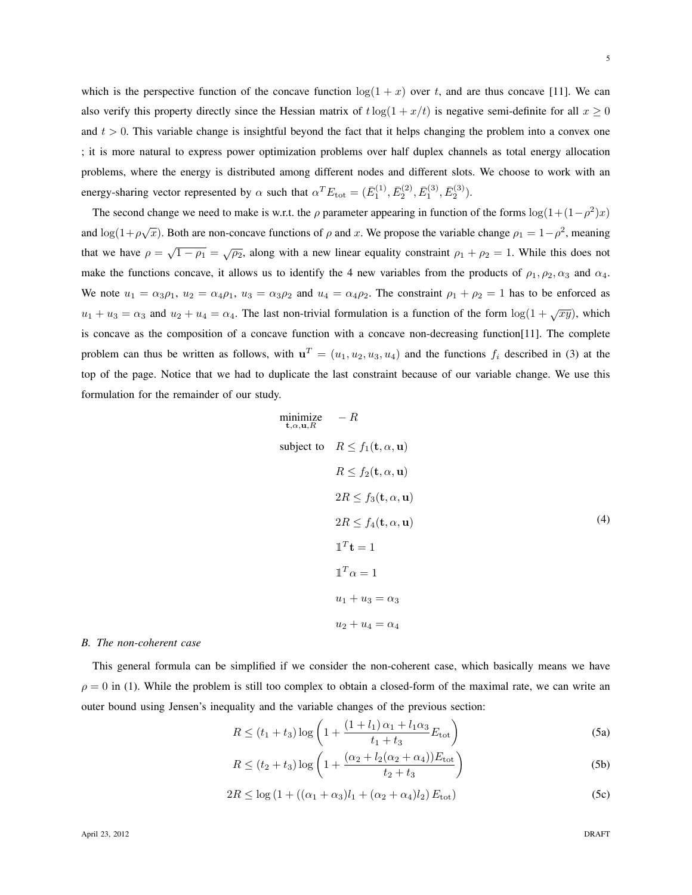which is the perspective function of the concave function $\log(1+x)$ over $t$, and are thus concave [11]. We can also verify this property directly since the Hessian matrix of $t\log(1+x/t)$ is negative semi-definite for all $x \geq 0$ and $t > 0$. This variable change is insightful beyond the fact that it helps changing the problem into a convex one ; it is more natural to express power optimization problems over half duplex channels as total energy allocation problems, where the energy is distributed among different nodes and different slots. We choose to work with an energy-sharing vector represented by $\alpha$ such that $\alpha^T E_{\text{tot}} = (\bar{E}_1^{(1)}, \bar{E}_2^{(2)}, \bar{E}_1^{(3)}, \bar{E}_2^{(3)})$.

The second change we need to make is w.r.t. the $\rho$ parameter appearing in function of the forms $\log(1+(1-\rho^2)x)$ and $\log(1+\rho\sqrt{x})$. Both are non-concave functions of $\rho$ and $x$. We propose the variable change $\rho_1 = 1-\rho^2$, meaning that we have $\rho = \sqrt{1-\rho_1} = \sqrt{\rho_2}$, along with a new linear equality constraint $\rho_1 + \rho_2 = 1$. While this does not make the functions concave, it allows us to identify the 4 new variables from the products of $\rho_1, \rho_2, \alpha_3$ and $\alpha_4$. We note $u_1 = \alpha_3\rho_1$, $u_2 = \alpha_4\rho_1$, $u_3 = \alpha_3\rho_2$ and $u_4 = \alpha_4\rho_2$. The constraint $\rho_1 + \rho_2 = 1$ has to be enforced as $u_1 + u_3 = \alpha_3$ and $u_2 + u_4 = \alpha_4$. The last non-trivial formulation is a function of the form $\log(1+\sqrt{xy})$, which is concave as the composition of a concave function with a concave non-decreasing function[11]. The complete problem can thus be written as follows, with $\mathbf{u}^T = (u_1, u_2, u_3, u_4)$ and the functions $f_i$ described in (3) at the top of the page. Notice that we had to duplicate the last constraint because of our variable change. We use this formulation for the remainder of our study.

$$
\begin{aligned}
\underset{\mathbf{t},\alpha,\mathbf{u},R}{\text{minimize}} \quad & -R \\
\text{subject to} \quad & R \leq f_1(\mathbf{t},\alpha,\mathbf{u}) \\
& R \leq f_2(\mathbf{t},\alpha,\mathbf{u}) \\
& 2R \leq f_3(\mathbf{t},\alpha,\mathbf{u}) \\
& 2R \leq f_4(\mathbf{t},\alpha,\mathbf{u}) \\
& \mathbb{1}^T\mathbf{t} = 1 \\
& \mathbb{1}^T\alpha = 1 \\
& u_1 + u_3 = \alpha_3 \\
& u_2 + u_4 = \alpha_4
\end{aligned}
\tag{4}
$$

### *B. The non-coherent case*

This general formula can be simplified if we consider the non-coherent case, which basically means we have $\rho = 0$ in (1). While the problem is still too complex to obtain a closed-form of the maximal rate, we can write an outer bound using Jensen's inequality and the variable changes of the previous section:

$$R \leq (t_1 + t_3)\log\left(1 + \frac{(1+l_1)\,\alpha_1 + l_1\alpha_3}{t_1 + t_3}E_{\text{tot}}\right) \tag{5a}$$

$$R \leq (t_2 + t_3)\log\left(1 + \frac{(\alpha_2 + l_2(\alpha_2 + \alpha_4))E_{\text{tot}}}{t_2 + t_3}\right) \tag{5b}$$

$$2R \leq \log\left(1 + ((\alpha_1 + \alpha_3)l_1 + (\alpha_2 + \alpha_4)l_2)\,E_{\text{tot}}\right) \tag{5c}$$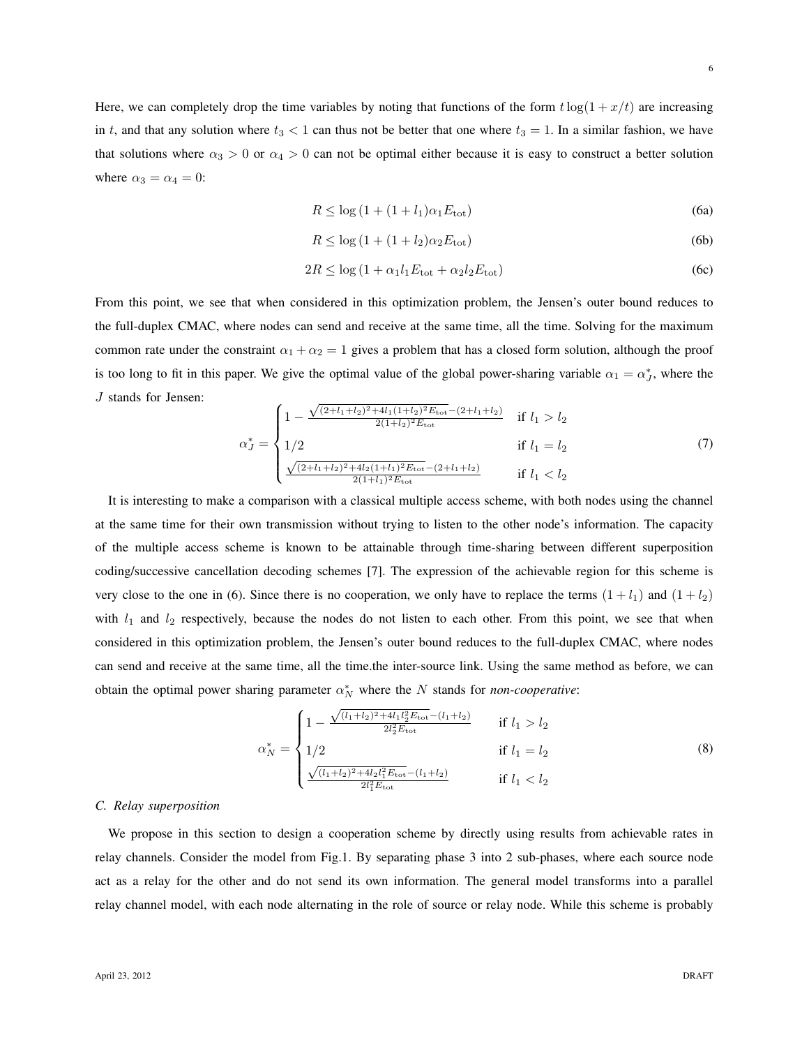Here, we can completely drop the time variables by noting that functions of the form $t \log(1 + x/t)$ are increasing in $t$, and that any solution where $t_3 < 1$ can thus not be better that one where $t_3 = 1$. In a similar fashion, we have that solutions where $\alpha_3 > 0$ or $\alpha_4 > 0$ can not be optimal either because it is easy to construct a better solution where $\alpha_3 = \alpha_4 = 0$:

$$R \leq \log\left(1 + (1 + l_1)\alpha_1 E_{\mathrm{tot}}\right) \tag{6a}$$

$$R \leq \log\left(1 + (1 + l_2)\alpha_2 E_{\mathrm{tot}}\right) \tag{6b}$$

$$2R \leq \log\left(1 + \alpha_1 l_1 E_{\mathrm{tot}} + \alpha_2 l_2 E_{\mathrm{tot}}\right) \tag{6c}$$

From this point, we see that when considered in this optimization problem, the Jensen's outer bound reduces to the full-duplex CMAC, where nodes can send and receive at the same time, all the time. Solving for the maximum common rate under the constraint $\alpha_1 + \alpha_2 = 1$ gives a problem that has a closed form solution, although the proof is too long to fit in this paper. We give the optimal value of the global power-sharing variable $\alpha_1 = \alpha_J^*$, where the $J$ stands for Jensen:

$$\alpha_J^* = \begin{cases} 1 - \frac{\sqrt{(2+l_1+l_2)^2 + 4l_1(1+l_2)^2 E_{\mathrm{tot}}} - (2+l_1+l_2)}{2(1+l_2)^2 E_{\mathrm{tot}}} & \text{if } l_1 > l_2 \\ 1/2 & \text{if } l_1 = l_2 \\ \frac{\sqrt{(2+l_1+l_2)^2 + 4l_2(1+l_1)^2 E_{\mathrm{tot}}} - (2+l_1+l_2)}{2(1+l_1)^2 E_{\mathrm{tot}}} & \text{if } l_1 < l_2 \end{cases} \tag{7}$$

It is interesting to make a comparison with a classical multiple access scheme, with both nodes using the channel at the same time for their own transmission without trying to listen to the other node's information. The capacity of the multiple access scheme is known to be attainable through time-sharing between different superposition coding/successive cancellation decoding schemes [7]. The expression of the achievable region for this scheme is very close to the one in (6). Since there is no cooperation, we only have to replace the terms $(1 + l_1)$ and $(1 + l_2)$ with $l_1$ and $l_2$ respectively, because the nodes do not listen to each other. From this point, we see that when considered in this optimization problem, the Jensen's outer bound reduces to the full-duplex CMAC, where nodes can send and receive at the same time, all the time.the inter-source link. Using the same method as before, we can obtain the optimal power sharing parameter $\alpha_N^*$ where the $N$ stands for *non-cooperative*:

$$\alpha_N^* = \begin{cases} 1 - \frac{\sqrt{(l_1+l_2)^2 + 4l_1 l_2^2 E_{\mathrm{tot}}} - (l_1+l_2)}{2l_2^2 E_{\mathrm{tot}}} & \text{if } l_1 > l_2 \\ 1/2 & \text{if } l_1 = l_2 \\ \frac{\sqrt{(l_1+l_2)^2 + 4l_2 l_1^2 E_{\mathrm{tot}}} - (l_1+l_2)}{2l_1^2 E_{\mathrm{tot}}} & \text{if } l_1 < l_2 \end{cases} \tag{8}$$

### *C. Relay superposition*

We propose in this section to design a cooperation scheme by directly using results from achievable rates in relay channels. Consider the model from Fig.1. By separating phase 3 into 2 sub-phases, where each source node act as a relay for the other and do not send its own information. The general model transforms into a parallel relay channel model, with each node alternating in the role of source or relay node. While this scheme is probably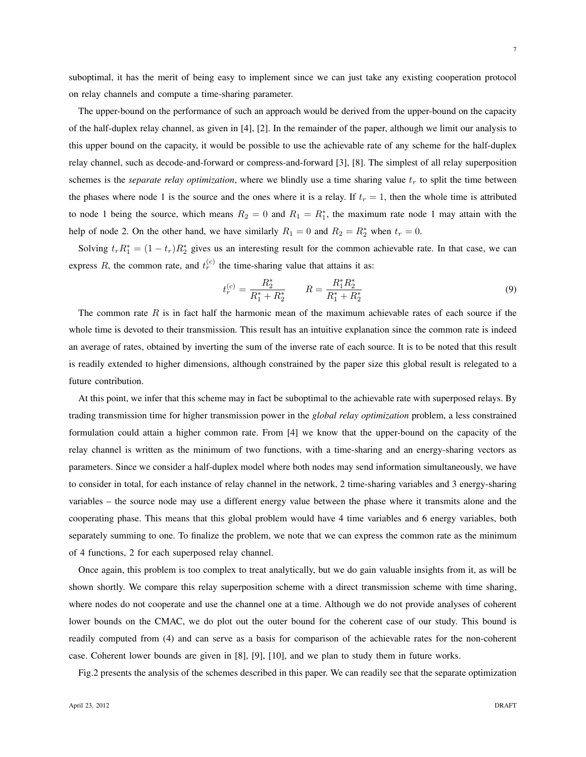suboptimal, it has the merit of being easy to implement since we can just take any existing cooperation protocol on relay channels and compute a time-sharing parameter.

The upper-bound on the performance of such an approach would be derived from the upper-bound on the capacity of the half-duplex relay channel, as given in [4], [2]. In the remainder of the paper, although we limit our analysis to this upper bound on the capacity, it would be possible to use the achievable rate of any scheme for the half-duplex relay channel, such as decode-and-forward or compress-and-forward [3], [8]. The simplest of all relay superposition schemes is the *separate relay optimization*, where we blindly use a time sharing value $t_r$ to split the time between the phases where node 1 is the source and the ones where it is a relay. If $t_r = 1$, then the whole time is attributed to node 1 being the source, which means $R_2 = 0$ and $R_1 = R_1^*$, the maximum rate node 1 may attain with the help of node 2. On the other hand, we have similarly $R_1 = 0$ and $R_2 = R_2^*$ when $t_r = 0$.

Solving $t_r R_1^* = (1 - t_r) R_2^*$ gives us an interesting result for the common achievable rate. In that case, we can express $R$, the common rate, and $t_r^{(c)}$ the time-sharing value that attains it as:

$$t_r^{(c)} = \frac{R_2^*}{R_1^* + R_2^*} \qquad R = \frac{R_1^* R_2^*}{R_1^* + R_2^*} \tag{9}$$

The common rate $R$ is in fact half the harmonic mean of the maximum achievable rates of each source if the whole time is devoted to their transmission. This result has an intuitive explanation since the common rate is indeed an average of rates, obtained by inverting the sum of the inverse rate of each source. It is to be noted that this result is readily extended to higher dimensions, although constrained by the paper size this global result is relegated to a future contribution.

At this point, we infer that this scheme may in fact be suboptimal to the achievable rate with superposed relays. By trading transmission time for higher transmission power in the *global relay optimization* problem, a less constrained formulation could attain a higher common rate. From [4] we know that the upper-bound on the capacity of the relay channel is written as the minimum of two functions, with a time-sharing and an energy-sharing vectors as parameters. Since we consider a half-duplex model where both nodes may send information simultaneously, we have to consider in total, for each instance of relay channel in the network, 2 time-sharing variables and 3 energy-sharing variables – the source node may use a different energy value between the phase where it transmits alone and the cooperating phase. This means that this global problem would have 4 time variables and 6 energy variables, both separately summing to one. To finalize the problem, we note that we can express the common rate as the minimum of 4 functions, 2 for each superposed relay channel.

Once again, this problem is too complex to treat analytically, but we do gain valuable insights from it, as will be shown shortly. We compare this relay superposition scheme with a direct transmission scheme with time sharing, where nodes do not cooperate and use the channel one at a time. Although we do not provide analyses of coherent lower bounds on the CMAC, we do plot out the outer bound for the coherent case of our study. This bound is readily computed from (4) and can serve as a basis for comparison of the achievable rates for the non-coherent case. Coherent lower bounds are given in [8], [9], [10], and we plan to study them in future works.

Fig.2 presents the analysis of the schemes described in this paper. We can readily see that the separate optimization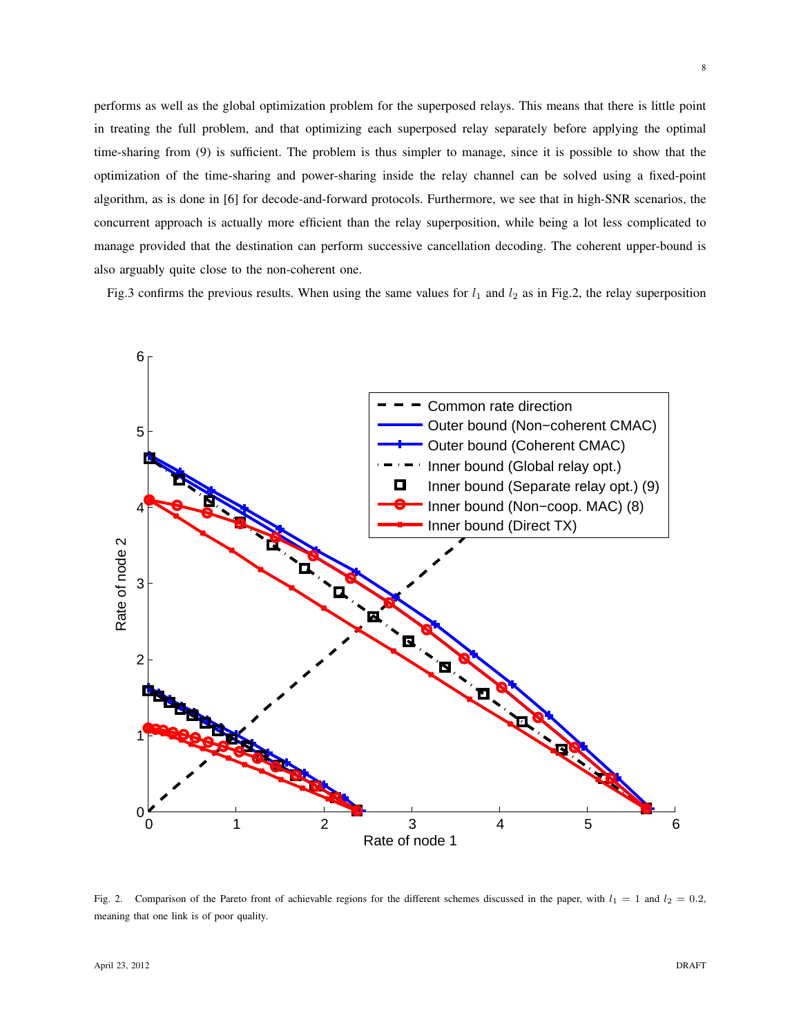performs as well as the global optimization problem for the superposed relays. This means that there is little point in treating the full problem, and that optimizing each superposed relay separately before applying the optimal time-sharing from (9) is sufficient. The problem is thus simpler to manage, since it is possible to show that the optimization of the time-sharing and power-sharing inside the relay channel can be solved using a fixed-point algorithm, as is done in [6] for decode-and-forward protocols. Furthermore, we see that in high-SNR scenarios, the concurrent approach is actually more efficient than the relay superposition, while being a lot less complicated to manage provided that the destination can perform successive cancellation decoding. The coherent upper-bound is also arguably quite close to the non-coherent one.

Fig.3 confirms the previous results. When using the same values for $l_1$ and $l_2$ as in Fig.2, the relay superposition

Fig. 2. Comparison of the Pareto front of achievable regions for the different schemes discussed in the paper, with $l_1 = 1$ and $l_2 = 0.2$, meaning that one link is of poor quality.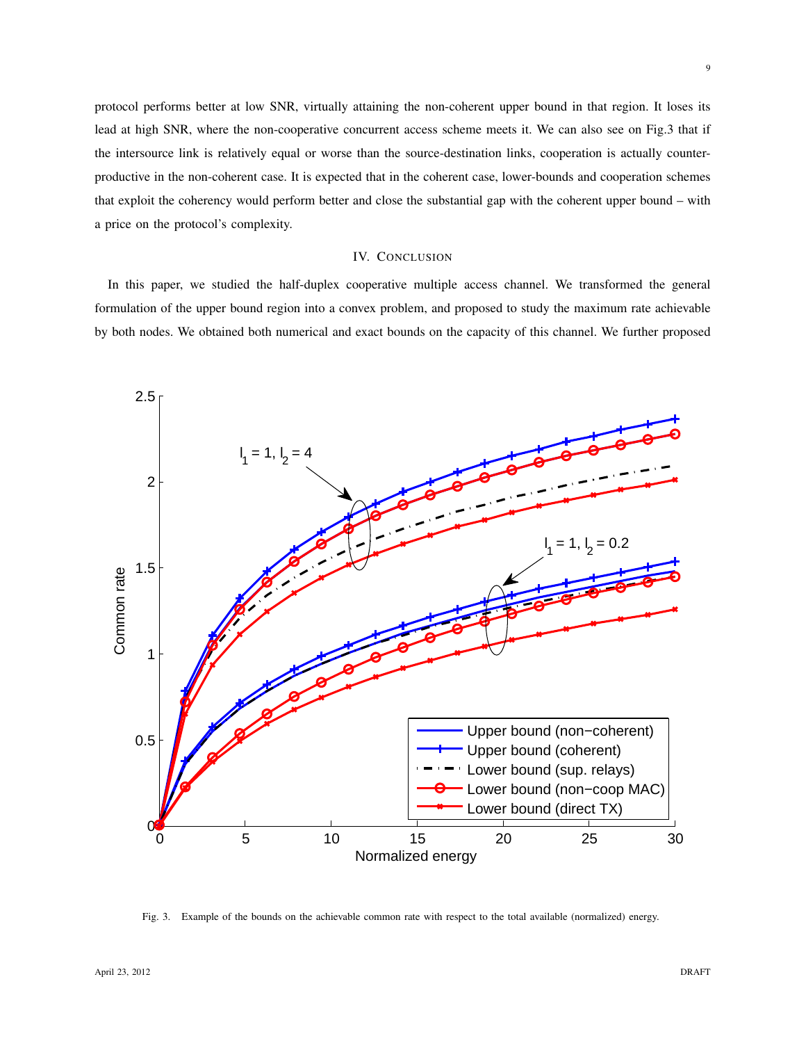protocol performs better at low SNR, virtually attaining the non-coherent upper bound in that region. It loses its lead at high SNR, where the non-cooperative concurrent access scheme meets it. We can also see on Fig.3 that if the intersource link is relatively equal or worse than the source-destination links, cooperation is actually counter-productive in the non-coherent case. It is expected that in the coherent case, lower-bounds and cooperation schemes that exploit the coherency would perform better and close the substantial gap with the coherent upper bound – with a price on the protocol's complexity.

## IV. Conclusion

In this paper, we studied the half-duplex cooperative multiple access channel. We transformed the general formulation of the upper bound region into a convex problem, and proposed to study the maximum rate achievable by both nodes. We obtained both numerical and exact bounds on the capacity of this channel. We further proposed

Fig. 3. Example of the bounds on the achievable common rate with respect to the total available (normalized) energy.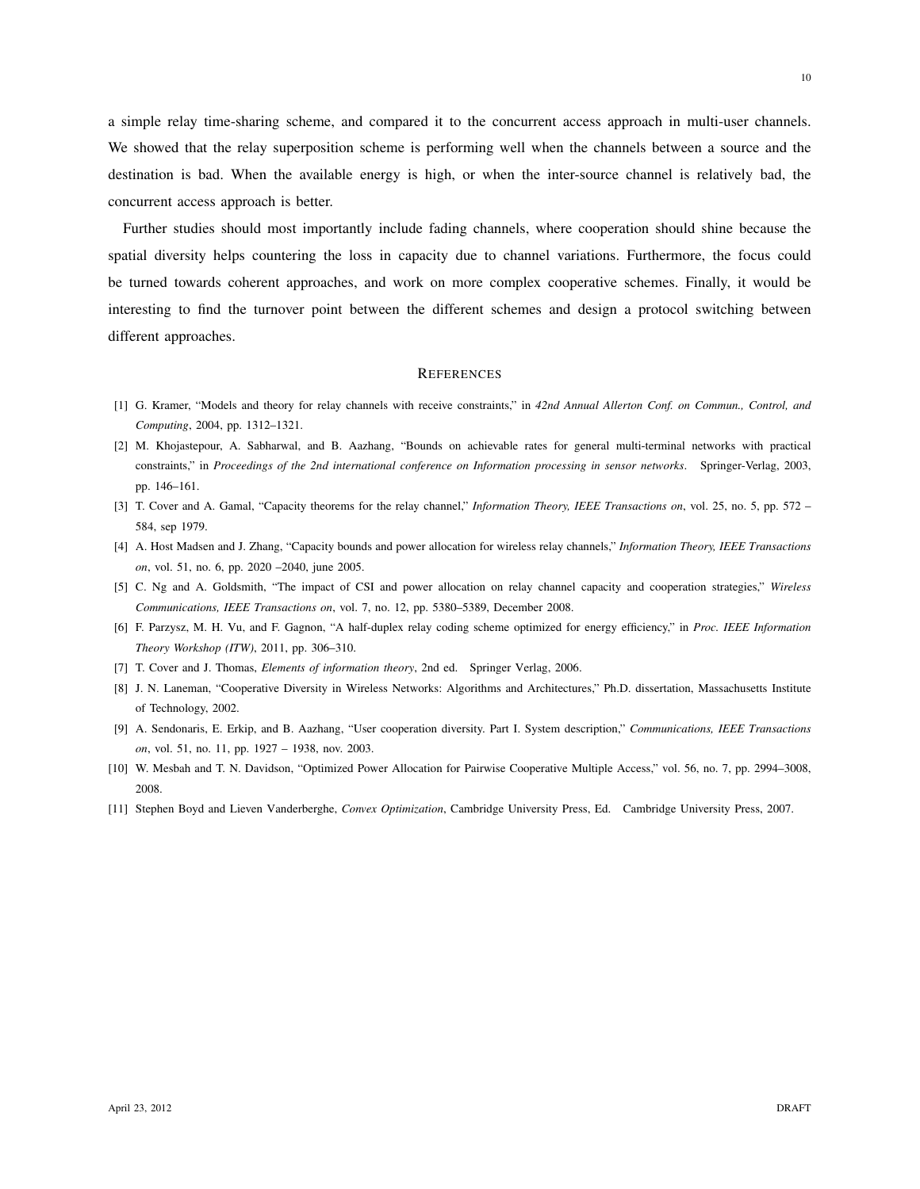a simple relay time-sharing scheme, and compared it to the concurrent access approach in multi-user channels. We showed that the relay superposition scheme is performing well when the channels between a source and the destination is bad. When the available energy is high, or when the inter-source channel is relatively bad, the concurrent access approach is better.

Further studies should most importantly include fading channels, where cooperation should shine because the spatial diversity helps countering the loss in capacity due to channel variations. Furthermore, the focus could be turned towards coherent approaches, and work on more complex cooperative schemes. Finally, it would be interesting to find the turnover point between the different schemes and design a protocol switching between different approaches.

## REFERENCES

[1] G. Kramer, "Models and theory for relay channels with receive constraints," in *42nd Annual Allerton Conf. on Commun., Control, and Computing*, 2004, pp. 1312–1321.

[2] M. Khojastepour, A. Sabharwal, and B. Aazhang, "Bounds on achievable rates for general multi-terminal networks with practical constraints," in *Proceedings of the 2nd international conference on Information processing in sensor networks*. Springer-Verlag, 2003, pp. 146–161.

[3] T. Cover and A. Gamal, "Capacity theorems for the relay channel," *Information Theory, IEEE Transactions on*, vol. 25, no. 5, pp. 572 – 584, sep 1979.

[4] A. Host Madsen and J. Zhang, "Capacity bounds and power allocation for wireless relay channels," *Information Theory, IEEE Transactions on*, vol. 51, no. 6, pp. 2020 –2040, june 2005.

[5] C. Ng and A. Goldsmith, "The impact of CSI and power allocation on relay channel capacity and cooperation strategies," *Wireless Communications, IEEE Transactions on*, vol. 7, no. 12, pp. 5380–5389, December 2008.

[6] F. Parzysz, M. H. Vu, and F. Gagnon, "A half-duplex relay coding scheme optimized for energy efficiency," in *Proc. IEEE Information Theory Workshop (ITW)*, 2011, pp. 306–310.

[7] T. Cover and J. Thomas, *Elements of information theory*, 2nd ed. Springer Verlag, 2006.

[8] J. N. Laneman, "Cooperative Diversity in Wireless Networks: Algorithms and Architectures," Ph.D. dissertation, Massachusetts Institute of Technology, 2002.

[9] A. Sendonaris, E. Erkip, and B. Aazhang, "User cooperation diversity. Part I. System description," *Communications, IEEE Transactions on*, vol. 51, no. 11, pp. 1927 – 1938, nov. 2003.

[10] W. Mesbah and T. N. Davidson, "Optimized Power Allocation for Pairwise Cooperative Multiple Access," vol. 56, no. 7, pp. 2994–3008, 2008.

[11] Stephen Boyd and Lieven Vanderberghe, *Convex Optimization*, Cambridge University Press, Ed. Cambridge University Press, 2007.